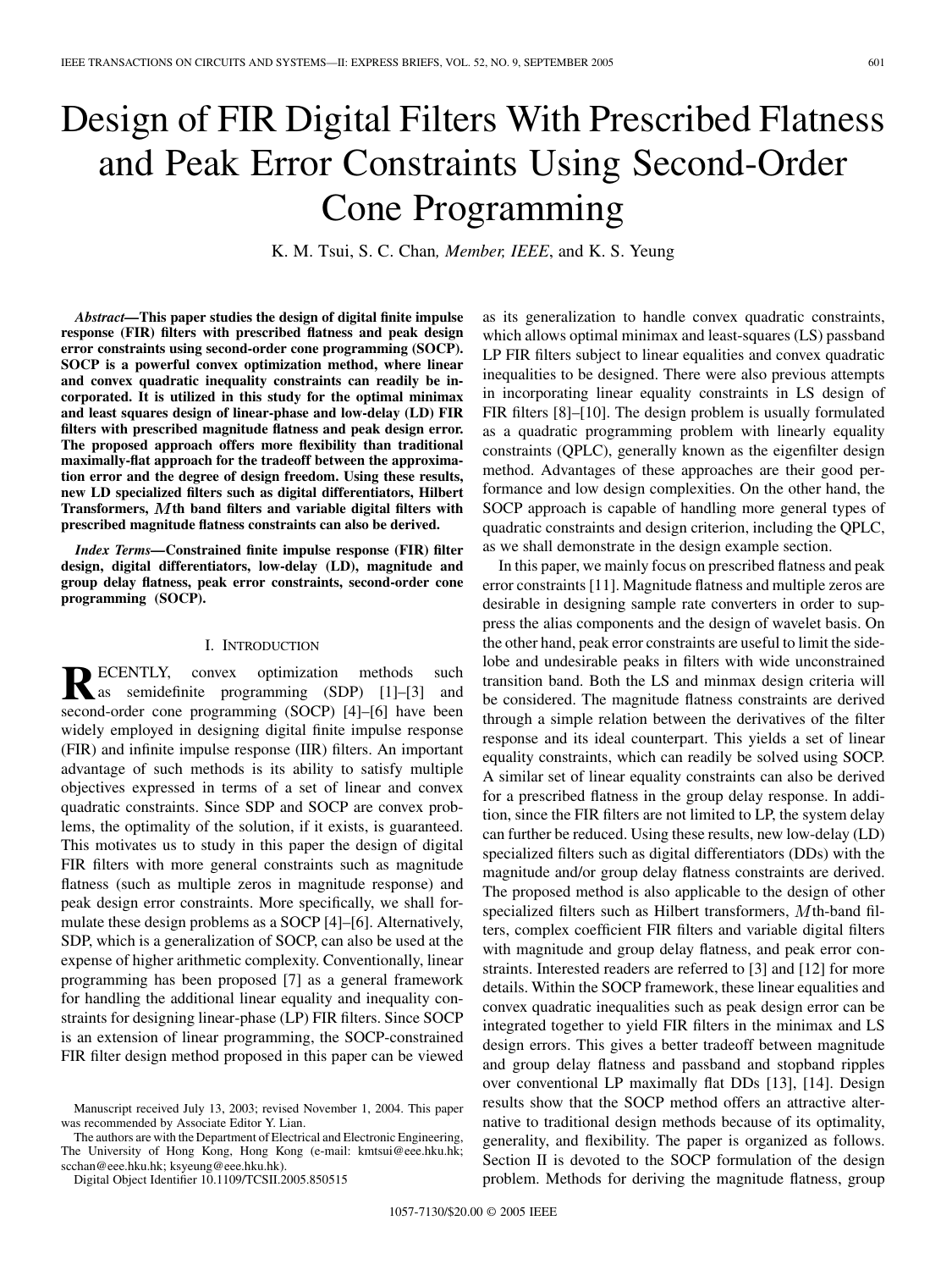# Design of FIR Digital Filters With Prescribed Flatness and Peak Error Constraints Using Second-Order Cone Programming

K. M. Tsui, S. C. Chan, *Member, IEEE*, and K. S. Yeung

***Abstract*—This paper studies the design of digital finite impulse response (FIR) filters with prescribed flatness and peak design error constraints using second-order cone programming (SOCP). SOCP is a powerful convex optimization method, where linear and convex quadratic inequality constraints can readily be incorporated. It is utilized in this study for the optimal minimax and least squares design of linear-phase and low-delay (LD) FIR filters with prescribed magnitude flatness and peak design error. The proposed approach offers more flexibility than traditional maximally-flat approach for the tradeoff between the approximation error and the degree of design freedom. Using these results, new LD specialized filters such as digital differentiators, Hilbert Transformers, $M$th band filters and variable digital filters with prescribed magnitude flatness constraints can also be derived.**

***Index Terms*—Constrained finite impulse response (FIR) filter design, digital differentiators, low-delay (LD), magnitude and group delay flatness, peak error constraints, second-order cone programming (SOCP).**

## I. Introduction

RECENTLY, convex optimization methods such as semidefinite programming (SDP) [1]–[3] and second-order cone programming (SOCP) [4]–[6] have been widely employed in designing digital finite impulse response (FIR) and infinite impulse response (IIR) filters. An important advantage of such methods is its ability to satisfy multiple objectives expressed in terms of a set of linear and convex quadratic constraints. Since SDP and SOCP are convex problems, the optimality of the solution, if it exists, is guaranteed. This motivates us to study in this paper the design of digital FIR filters with more general constraints such as magnitude flatness (such as multiple zeros in magnitude response) and peak design error constraints. More specifically, we shall formulate these design problems as a SOCP [4]–[6]. Alternatively, SDP, which is a generalization of SOCP, can also be used at the expense of higher arithmetic complexity. Conventionally, linear programming has been proposed [7] as a general framework for handling the additional linear equality and inequality constraints for designing linear-phase (LP) FIR filters. Since SOCP is an extension of linear programming, the SOCP-constrained FIR filter design method proposed in this paper can be viewed as its generalization to handle convex quadratic constraints, which allows optimal minimax and least-squares (LS) passband LP FIR filters subject to linear equalities and convex quadratic inequalities to be designed. There were also previous attempts in incorporating linear equality constraints in LS design of FIR filters [8]–[10]. The design problem is usually formulated as a quadratic programming problem with linearly equality constraints (QPLC), generally known as the eigenfilter design method. Advantages of these approaches are their good performance and low design complexities. On the other hand, the SOCP approach is capable of handling more general types of quadratic constraints and design criterion, including the QPLC, as we shall demonstrate in the design example section.

In this paper, we mainly focus on prescribed flatness and peak error constraints [11]. Magnitude flatness and multiple zeros are desirable in designing sample rate converters in order to suppress the alias components and the design of wavelet basis. On the other hand, peak error constraints are useful to limit the sidelobe and undesirable peaks in filters with wide unconstrained transition band. Both the LS and minmax design criteria will be considered. The magnitude flatness constraints are derived through a simple relation between the derivatives of the filter response and its ideal counterpart. This yields a set of linear equality constraints, which can readily be solved using SOCP. A similar set of linear equality constraints can also be derived for a prescribed flatness in the group delay response. In addition, since the FIR filters are not limited to LP, the system delay can further be reduced. Using these results, new low-delay (LD) specialized filters such as digital differentiators (DDs) with the magnitude and/or group delay flatness constraints are derived. The proposed method is also applicable to the design of other specialized filters such as Hilbert transformers, $M$th-band filters, complex coefficient FIR filters and variable digital filters with magnitude and group delay flatness, and peak error constraints. Interested readers are referred to [3] and [12] for more details. Within the SOCP framework, these linear equalities and convex quadratic inequalities such as peak design error can be integrated together to yield FIR filters in the minmax and LS design errors. This gives a better tradeoff between magnitude and group delay flatness and passband and stopband ripples over conventional LP maximally flat DDs [13], [14]. Design results show that the SOCP method offers an attractive alternative to traditional design methods because of its optimality, generality, and flexibility. The paper is organized as follows. Section II is devoted to the SOCP formulation of the design problem. Methods for deriving the magnitude flatness, group

---

Manuscript received July 13, 2003; revised November 1, 2004. This paper was recommended by Associate Editor Y. Lian.

The authors are with the Department of Electrical and Electronic Engineering, The University of Hong Kong, Hong Kong (e-mail: kmtsui@eee.hku.hk; scchan@eee.hku.hk; ksyeung@eee.hku.hk).

Digital Object Identifier 10.1109/TCSII.2005.850515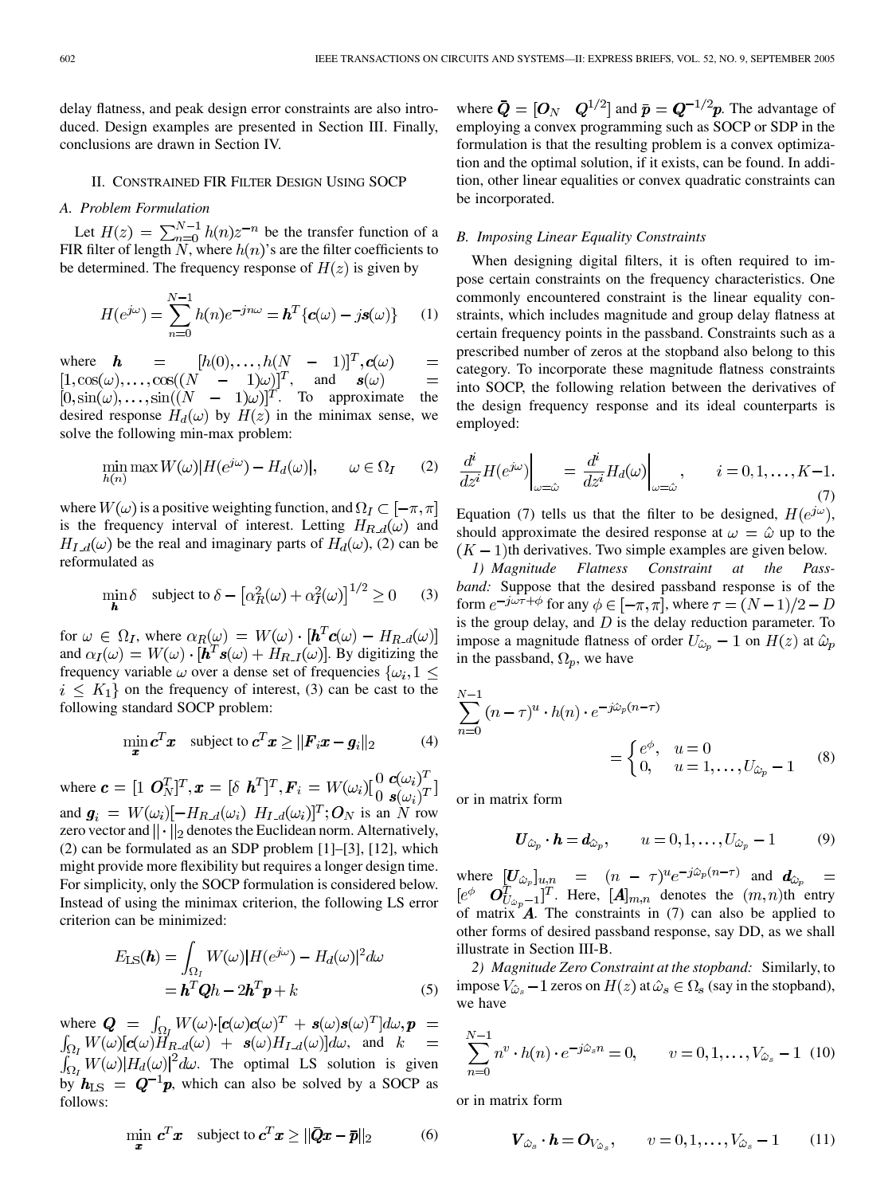delay flatness, and peak design error constraints are also introduced. Design examples are presented in Section III. Finally, conclusions are drawn in Section IV.

## II. Constrained FIR Filter Design Using SOCP

### A. Problem Formulation

Let $H(z) = \sum_{n=0}^{N-1} h(n) z^{-n}$ be the transfer function of a FIR filter of length $N$, where $h(n)$'s are the filter coefficients to be determined. The frequency response of $H(z)$ is given by

$$H(e^{j\omega}) = \sum_{n=0}^{N-1} h(n) e^{-jn\omega} = \boldsymbol{h}^T\{\boldsymbol{c}(\omega) - j\boldsymbol{s}(\omega)\} \qquad (1)$$

where $\boldsymbol{h} = [h(0), \ldots, h(N-1)]^T, \boldsymbol{c}(\omega) = [1, \cos(\omega), \ldots, \cos((N-1)\omega)]^T$, and $\boldsymbol{s}(\omega) = [0, \sin(\omega), \ldots, \sin((N-1)\omega)]^T$. To approximate the desired response $H_d(\omega)$ by $H(z)$ in the minimax sense, we solve the following min-max problem:

$$\min_{h(n)} \max W(\omega) |H(e^{j\omega}) - H_d(\omega)|, \qquad \omega \in \Omega_I \qquad (2)$$

where $W(\omega)$ is a positive weighting function, and $\Omega_I \subset [-\pi, \pi]$ is the frequency interval of interest. Letting $H_{R\_d}(\omega)$ and $H_{I\_d}(\omega)$ be the real and imaginary parts of $H_d(\omega)$, (2) can be reformulated as

$$\min_{\boldsymbol{h}} \delta \quad \text{subject to } \delta - \left[\alpha_R^2(\omega) + \alpha_I^2(\omega)\right]^{1/2} \geq 0 \qquad (3)$$

for $\omega \in \Omega_I$, where $\alpha_R(\omega) = W(\omega) \cdot [\boldsymbol{h}^T \boldsymbol{c}(\omega) - H_{R\_d}(\omega)]$ and $\alpha_I(\omega) = W(\omega) \cdot [\boldsymbol{h}^T \boldsymbol{s}(\omega) + H_{R\_I}(\omega)]$. By digitizing the frequency variable $\omega$ over a dense set of frequencies $\{\omega_i, 1 \leq i \leq K_1\}$ on the frequency of interest, (3) can be cast to the following standard SOCP problem:

$$\min_{\boldsymbol{x}} \boldsymbol{c}^T \boldsymbol{x} \quad \text{subject to } \boldsymbol{c}^T \boldsymbol{x} \geq \|\boldsymbol{F}_i \boldsymbol{x} - \boldsymbol{g}_i\|_2 \qquad (4)$$

where $\boldsymbol{c} = [1 \ \boldsymbol{O}_N^T]^T, \boldsymbol{x} = [\delta \ \boldsymbol{h}^T]^T, \boldsymbol{F}_i = W(\omega_i)\left[\begin{smallmatrix} 0 & \boldsymbol{c}(\omega_i)^T \\ 0 & \boldsymbol{s}(\omega_i)^T \end{smallmatrix}\right]$ and $\boldsymbol{g}_i = W(\omega_i)[-H_{R\_d}(\omega_i) \ H_{I\_d}(\omega_i)]^T; \boldsymbol{O}_N$ is an $N$ row zero vector and $\|\cdot\|_2$ denotes the Euclidean norm. Alternatively, (2) can be formulated as an SDP problem [1]–[3], [12], which might provide more flexibility but requires a longer design time. For simplicity, only the SOCP formulation is considered below. Instead of using the minimax criterion, the following LS error criterion can be minimized:

$$\begin{aligned} E_{\text{LS}}(\boldsymbol{h}) &= \int_{\Omega_I} W(\omega) |H(e^{j\omega}) - H_d(\omega)|^2 d\omega \\ &= \boldsymbol{h}^T \boldsymbol{Q} h - 2\boldsymbol{h}^T \boldsymbol{p} + k \end{aligned} \qquad (5)$$

where $\boldsymbol{Q} = \int_{\Omega_I} W(\omega) \cdot [\boldsymbol{c}(\omega)\boldsymbol{c}(\omega)^T + \boldsymbol{s}(\omega)\boldsymbol{s}(\omega)^T] d\omega, \boldsymbol{p} = \int_{\Omega_I} W(\omega)[\boldsymbol{c}(\omega) H_{R\_d}(\omega) + \boldsymbol{s}(\omega) H_{I\_d}(\omega)] d\omega$, and $k = \int_{\Omega_I} W(\omega) |H_d(\omega)|^2 d\omega$. The optimal LS solution is given by $\boldsymbol{h}_{\text{LS}} = \boldsymbol{Q}^{-1}\boldsymbol{p}$, which can also be solved by a SOCP as follows:

$$\min_{\boldsymbol{x}} \ \boldsymbol{c}^T \boldsymbol{x} \quad \text{subject to } \boldsymbol{c}^T \boldsymbol{x} \geq \|\bar{\boldsymbol{Q}} \boldsymbol{x} - \bar{\boldsymbol{p}}\|_2 \qquad (6)$$

where $\bar{\boldsymbol{Q}} = [\boldsymbol{O}_N \quad \boldsymbol{Q}^{1/2}]$ and $\bar{\boldsymbol{p}} = \boldsymbol{Q}^{-1/2}\boldsymbol{p}$. The advantage of employing a convex programming such as SOCP or SDP in the formulation is that the resulting problem is a convex optimization and the optimal solution, if it exists, can be found. In addition, other linear equalities or convex quadratic constraints can be incorporated.

### B. Imposing Linear Equality Constraints

When designing digital filters, it is often required to impose certain constraints on the frequency characteristics. One commonly encountered constraint is the linear equality constraints, which includes magnitude and group delay flatness at certain frequency points in the passband. Constraints such as a prescribed number of zeros at the stopband also belong to this category. To incorporate these magnitude flatness constraints into SOCP, the following relation between the derivatives of the design frequency response and its ideal counterparts is employed:

$$\left.\frac{d^i}{dz^i} H(e^{j\omega})\right|_{\omega=\hat{\omega}} = \left.\frac{d^i}{dz^i} H_d(\omega)\right|_{\omega=\hat{\omega}}, \qquad i = 0, 1, \ldots, K-1. \qquad (7)$$

Equation (7) tells us that the filter to be designed, $H(e^{j\omega})$, should approximate the desired response at $\omega = \hat{\omega}$ up to the $(K-1)$th derivatives. Two simple examples are given below.

*1) Magnitude Flatness Constraint at the Passband:* Suppose that the desired passband response is of the form $e^{-j\omega\tau + \phi}$ for any $\phi \in [-\pi, \pi]$, where $\tau = (N-1)/2 - D$ is the group delay, and $D$ is the delay reduction parameter. To impose a magnitude flatness of order $U_{\hat{\omega}_p} - 1$ on $H(z)$ at $\hat{\omega}_p$ in the passband, $\Omega_p$, we have

$$\sum_{n=0}^{N-1} (n-\tau)^u \cdot h(n) \cdot e^{-j\hat{\omega}_p(n-\tau)} = \begin{cases} e^{\phi}, & u = 0 \\ 0, & u = 1, \ldots, U_{\hat{\omega}_p} - 1 \end{cases} \qquad (8)$$

or in matrix form

$$\boldsymbol{U}_{\hat{\omega}_p} \cdot \boldsymbol{h} = \boldsymbol{d}_{\hat{\omega}_p}, \qquad u = 0, 1, \ldots, U_{\hat{\omega}_p} - 1 \qquad (9)$$

where $[\boldsymbol{U}_{\hat{\omega}_p}]_{u,n} = (n-\tau)^u e^{-j\hat{\omega}_p(n-\tau)}$ and $\boldsymbol{d}_{\hat{\omega}_p} = [e^{\phi} \quad \boldsymbol{O}_{U_{\hat{\omega}_p}-1}^T]^T$. Here, $[\boldsymbol{A}]_{m,n}$ denotes the $(m,n)$th entry of matrix $\boldsymbol{A}$. The constraints in (7) can also be applied to other forms of desired passband response, say DD, as we shall illustrate in Section III-B.

*2) Magnitude Zero Constraint at the stopband:* Similarly, to impose $V_{\hat{\omega}_s} - 1$ zeros on $H(z)$ at $\hat{\omega}_s \in \Omega_s$ (say in the stopband), we have

$$\sum_{n=0}^{N-1} n^v \cdot h(n) \cdot e^{-j\hat{\omega}_s n} = 0, \qquad v = 0, 1, \ldots, V_{\hat{\omega}_s} - 1 \qquad (10)$$

or in matrix form

$$\boldsymbol{V}_{\hat{\omega}_s} \cdot \boldsymbol{h} = \boldsymbol{O}_{V_{\hat{\omega}_s}}, \qquad v = 0, 1, \ldots, V_{\hat{\omega}_s} - 1 \qquad (11)$$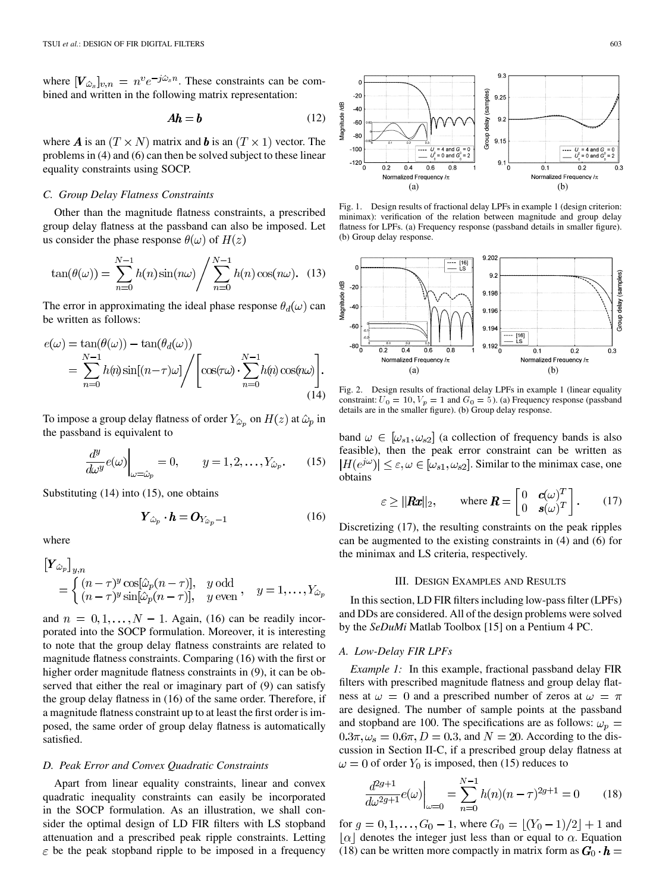where $[\boldsymbol{V}_{\hat{\omega}_s}]_{v,n} = n^v e^{-j\hat{\omega}_s n}$. These constraints can be combined and written in the following matrix representation:

$$\boldsymbol{A}\boldsymbol{h} = \boldsymbol{b} \tag{12}$$

where $\boldsymbol{A}$ is an $(T \times N)$ matrix and $\boldsymbol{b}$ is an $(T \times 1)$ vector. The problems in (4) and (6) can then be solved subject to these linear equality constraints using SOCP.

### C. Group Delay Flatness Constraints

Other than the magnitude flatness constraints, a prescribed group delay flatness at the passband can also be imposed. Let us consider the phase response $\theta(\omega)$ of $H(z)$

$$\tan(\theta(\omega)) = \sum_{n=0}^{N-1} h(n)\sin(n\omega) \Bigg/ \sum_{n=0}^{N-1} h(n)\cos(n\omega). \tag{13}$$

The error in approximating the ideal phase response $\theta_d(\omega)$ can be written as follows:

$$\begin{aligned} e(\omega) &= \tan(\theta(\omega)) - \tan(\theta_d(\omega)) \\ &= \sum_{n=0}^{N-1} h(n)\sin[(n-\tau)\omega] \Bigg/ \left[\cos(\tau\omega) \cdot \sum_{n=0}^{N-1} h(n)\cos(n\omega)\right]. \end{aligned} \tag{14}$$

To impose a group delay flatness of order $Y_{\hat{\omega}_p}$ on $H(z)$ at $\hat{\omega}_p$ in the passband is equivalent to

$$\left.\frac{d^y}{d\omega^y} e(\omega)\right|_{\omega=\hat{\omega}_p} = 0, \qquad y = 1, 2, \ldots, Y_{\hat{\omega}_p}. \tag{15}$$

Substituting (14) into (15), one obtains

$$\boldsymbol{Y}_{\hat{\omega}_p} \cdot \boldsymbol{h} = \boldsymbol{O}_{Y_{\hat{\omega}_p}-1} \tag{16}$$

where

$$\begin{aligned} &[\boldsymbol{Y}_{\hat{\omega}_p}]_{y,n} \\ &= \begin{cases} (n-\tau)^y \cos[\hat{\omega}_p(n-\tau)], & y \text{ odd} \\ (n-\tau)^y \sin[\hat{\omega}_p(n-\tau)], & y \text{ even} \end{cases}, \quad y = 1, \ldots, Y_{\hat{\omega}_p} \end{aligned}$$

and $n = 0, 1, \ldots, N-1$. Again, (16) can be readily incorporated into the SOCP formulation. Moreover, it is interesting to note that the group delay flatness constraints are related to magnitude flatness constraints. Comparing (16) with the first or higher order magnitude flatness constraints in (9), it can be observed that either the real or imaginary part of (9) can satisfy the group delay flatness in (16) of the same order. Therefore, if a magnitude flatness constraint up to at least the first order is imposed, the same order of group delay flatness is automatically satisfied.

### D. Peak Error and Convex Quadratic Constraints

Apart from linear equality constraints, linear and convex quadratic inequality constraints can easily be incorporated in the SOCP formulation. As an illustration, we shall consider the optimal design of LD FIR filters with LS stopband attenuation and a prescribed peak ripple constraints. Letting $\varepsilon$ be the peak stopband ripple to be imposed in a frequency band $\omega \in [\omega_{s1}, \omega_{s2}]$ (a collection of frequency bands is also feasible), then the peak error constraint can be written as $|H(e^{j\omega})| \leq \varepsilon, \omega \in [\omega_{s1}, \omega_{s2}]$. Similar to the minimax case, one obtains

$$\varepsilon \geq \|\boldsymbol{R}\boldsymbol{x}\|_2, \qquad \text{where } \boldsymbol{R} = \begin{bmatrix} 0 & \boldsymbol{c}(\omega)^T \\ 0 & \boldsymbol{s}(\omega)^T \end{bmatrix}. \tag{17}$$

Discretizing (17), the resulting constraints on the peak ripples can be augmented to the existing constraints in (4) and (6) for the minimax and LS criteria, respectively.

Fig. 1. Design results of fractional delay LPFs in example 1 (design criterion: minimax): verification of the relation between magnitude and group delay flatness for LPFs. (a) Frequency response (passband details in smaller figure). (b) Group delay response.

Fig. 2. Design results of fractional delay LPFs in example 1 (linear equality constraint: $U_0 = 10, V_p = 1$ and $G_0 = 5$). (a) Frequency response (passband details are in the smaller figure). (b) Group delay response.

## III. Design Examples and Results

In this section, LD FIR filters including low-pass filter (LPFs) and DDs are considered. All of the design problems were solved by the *SeDuMi* Matlab Toolbox [15] on a Pentium 4 PC.

### A. Low-Delay FIR LPFs

*Example 1:* In this example, fractional passband delay FIR filters with prescribed magnitude flatness and group delay flatness at $\omega = 0$ and a prescribed number of zeros at $\omega = \pi$ are designed. The number of sample points at the passband and stopband are 100. The specifications are as follows: $\omega_p = 0.3\pi, \omega_s = 0.6\pi, D = 0.3$, and $N = 20$. According to the discussion in Section II-C, if a prescribed group delay flatness at $\omega = 0$ of order $Y_0$ is imposed, then (15) reduces to

$$\left.\frac{d^{2g+1}}{d\omega^{2g+1}} e(\omega)\right|_{\omega=0} = \sum_{n=0}^{N-1} h(n)(n-\tau)^{2g+1} = 0 \tag{18}$$

for $g = 0, 1, \ldots, G_0 - 1$, where $G_0 = \lfloor (Y_0 - 1)/2 \rfloor + 1$ and $\lfloor \alpha \rfloor$ denotes the integer just less than or equal to $\alpha$. Equation (18) can be written more compactly in matrix form as $\boldsymbol{G}_0 \cdot \boldsymbol{h} =$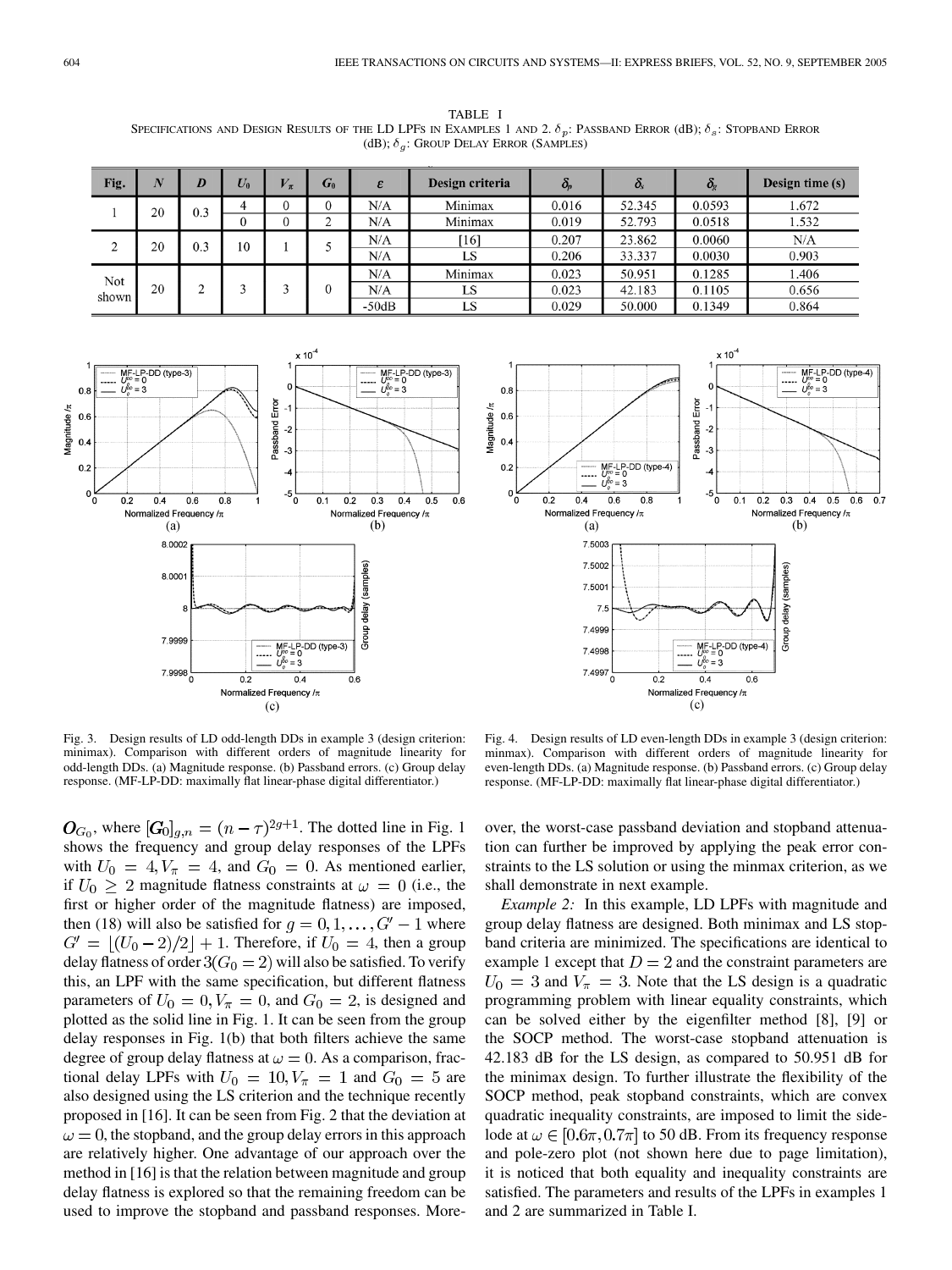TABLE I
SPECIFICATIONS AND DESIGN RESULTS OF THE LD LPFS IN EXAMPLES 1 AND 2. $\delta_p$: PASSBAND ERROR (dB); $\delta_s$: STOPBAND ERROR (dB); $\delta_g$: GROUP DELAY ERROR (SAMPLES)

| Fig. | $N$ | $D$ | $U_0$ | $V_\pi$ | $G_0$ | $\varepsilon$ | Design criteria | $\delta_p$ | $\delta_s$ | $\delta_g$ | Design time (s) |
|---|---|---|---|---|---|---|---|---|---|---|---|
| 1 | 20 | 0.3 | 4 | 0 | 0 | N/A | Minimax | 0.016 | 52.345 | 0.0593 | 1.672 |
| | | | 0 | 0 | 2 | N/A | Minimax | 0.019 | 52.793 | 0.0518 | 1.532 |
| 2 | 20 | 0.3 | 10 | 1 | 5 | N/A | [16] | 0.207 | 23.862 | 0.0060 | N/A |
| | | | | | | N/A | LS | 0.206 | 33.337 | 0.0030 | 0.903 |
| Not shown | 20 | 2 | 3 | 3 | 0 | N/A | Minimax | 0.023 | 50.951 | 0.1285 | 1.406 |
| | | | | | | N/A | LS | 0.023 | 42.183 | 0.1105 | 0.656 |
| | | | | | | -50dB | LS | 0.029 | 50.000 | 0.1349 | 0.864 |

Fig. 3. Design results of LD odd-length DDs in example 3 (design criterion: minimax). Comparison with different orders of magnitude linearity for odd-length DDs. (a) Magnitude response. (b) Passband errors. (c) Group delay response. (MF-LP-DD: maximally flat linear-phase digital differentiator.)

Fig. 4. Design results of LD even-length DDs in example 3 (design criterion: minmax). Comparison with different orders of magnitude linearity for even-length DDs. (a) Magnitude response. (b) Passband errors. (c) Group delay response. (MF-LP-DD: maximally flat linear-phase digital differentiator.)

$\boldsymbol{O}_{G_0}$, where $[\boldsymbol{G}_0]_{g,n} = (n-\tau)^{2g+1}$. The dotted line in Fig. 1 shows the frequency and group delay responses of the LPFs with $U_0 = 4, V_\pi = 4$, and $G_0 = 0$. As mentioned earlier, if $U_0 \geq 2$ magnitude flatness constraints at $\omega = 0$ (i.e., the first or higher order of the magnitude flatness) are imposed, then (18) will also be satisfied for $g = 0, 1, \ldots, G' - 1$ where $G' = \lfloor (U_0 - 2)/2 \rfloor + 1$. Therefore, if $U_0 = 4$, then a group delay flatness of order $3(G_0 = 2)$ will also be satisfied. To verify this, an LPF with the same specification, but different flatness parameters of $U_0 = 0, V_\pi = 0$, and $G_0 = 2$, is designed and plotted as the solid line in Fig. 1. It can be seen from the group delay responses in Fig. 1(b) that both filters achieve the same degree of group delay flatness at $\omega = 0$. As a comparison, fractional delay LPFs with $U_0 = 10, V_\pi = 1$ and $G_0 = 5$ are also designed using the LS criterion and the technique recently proposed in [16]. It can be seen from Fig. 2 that the deviation at $\omega = 0$, the stopband, and the group delay errors in this approach are relatively higher. One advantage of our approach over the method in [16] is that the relation between magnitude and group delay flatness is explored so that the remaining freedom can be used to improve the stopband and passband responses. Moreover, the worst-case passband deviation and stopband attenuation can further be improved by applying the peak error constraints to the LS solution or using the minmax criterion, as we shall demonstrate in next example.

*Example 2:* In this example, LD LPFs with magnitude and group delay flatness are designed. Both minimax and LS stopband criteria are minimized. The specifications are identical to example 1 except that $D = 2$ and the constraint parameters are $U_0 = 3$ and $V_\pi = 3$. Note that the LS design is a quadratic programming problem with linear equality constraints, which can be solved either by the eigenfilter method [8], [9] or the SOCP method. The worst-case stopband attenuation is 42.183 dB for the LS design, as compared to 50.951 dB for the minimax design. To further illustrate the flexibility of the SOCP method, peak stopband constraints, which are convex quadratic inequality constraints, are imposed to limit the sidelode at $\omega \in [0.6\pi, 0.7\pi]$ to 50 dB. From its frequency response and pole-zero plot (not shown here due to page limitation), it is noticed that both equality and inequality constraints are satisfied. The parameters and results of the LPFs in examples 1 and 2 are summarized in Table I.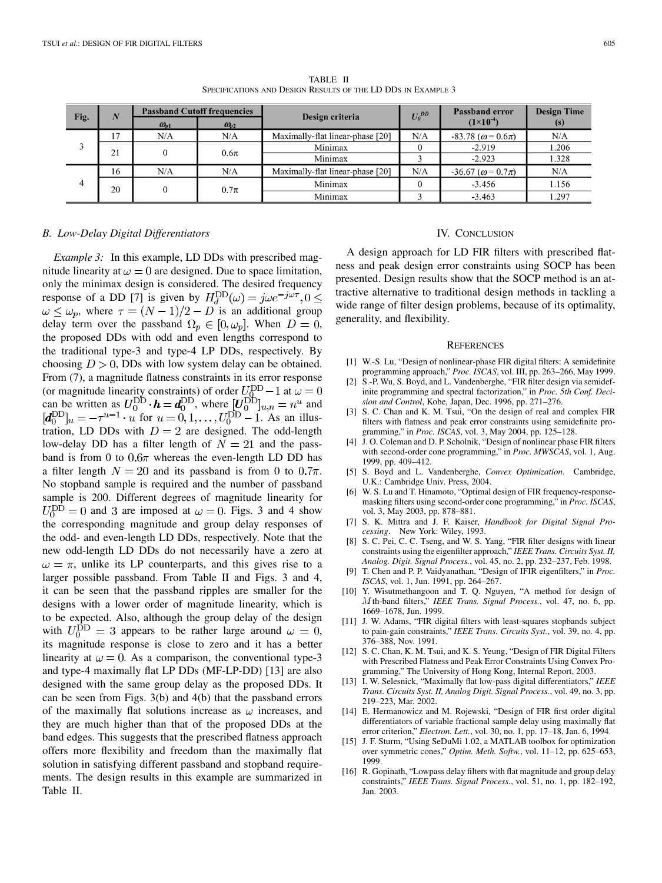TABLE II
SPECIFICATIONS AND DESIGN RESULTS OF THE LD DDs IN EXAMPLE 3

| Fig. | $N$ | Passband Cutoff frequencies | | Design criteria | $U_0^{DD}$ | Passband error ($1\times10^{-4}$) | Design Time (s) |
|---|---|---|---|---|---|---|---|
| | | $\omega_{p1}$ | $\omega_{p2}$ | | | | |
| 3 | 17 | N/A | N/A | Maximally-flat linear-phase [20] | N/A | -83.78 ($\omega = 0.6\pi$) | N/A |
| | 21 | 0 | $0.6\pi$ | Minimax | 0 | -2.919 | 1.206 |
| | | | | Minimax | 3 | -2.923 | 1.328 |
| 4 | 16 | N/A | N/A | Maximally-flat linear-phase [20] | N/A | -36.67 ($\omega = 0.7\pi$) | N/A |
| | 20 | 0 | $0.7\pi$ | Minimax | 0 | -3.456 | 1.156 |
| | | | | Minimax | 3 | -3.463 | 1.297 |

### B. Low-Delay Digital Differentiators

*Example 3:* In this example, LD DDs with prescribed magnitude linearity at $\omega = 0$ are designed. Due to space limitation, only the minimax design is considered. The desired frequency response of a DD [7] is given by $H_d^{\mathrm{DD}}(\omega) = j\omega e^{-j\omega\tau}, 0 \le \omega \le \omega_p$, where $\tau = (N-1)/2 - D$ is an additional group delay term over the passband $\Omega_p \in [0, \omega_p]$. When $D = 0$, the proposed DDs with odd and even lengths correspond to the traditional type-3 and type-4 LP DDs, respectively. By choosing $D > 0$, DDs with low system delay can be obtained. From (7), a magnitude flatness constraints in its error response (or magnitude linearity constraints) of order $U_0^{\mathrm{DD}} - 1$ at $\omega = 0$ can be written as $\boldsymbol{U}_0^{\mathrm{DD}} \cdot \boldsymbol{h} = \boldsymbol{d}_0^{\mathrm{DD}}$, where $[\boldsymbol{U}_0^{\mathrm{DD}}]_{u,n} = n^u$ and $[\boldsymbol{d}_0^{\mathrm{DD}}]_u = -\tau^{u-1} \cdot u$ for $u = 0, 1, \ldots, U_0^{\mathrm{DD}} - 1$. As an illustration, LD DDs with $D = 2$ are designed. The odd-length low-delay DD has a filter length of $N = 21$ and the passband is from 0 to $0.6\pi$ whereas the even-length LD DD has a filter length $N = 20$ and its passband is from 0 to $0.7\pi$. No stopband sample is required and the number of passband sample is 200. Different degrees of magnitude linearity for $U_0^{\mathrm{DD}} = 0$ and 3 are imposed at $\omega = 0$. Figs. 3 and 4 show the corresponding magnitude and group delay responses of the odd- and even-length LD DDs, respectively. Note that the new odd-length LD DDs do not necessarily have a zero at $\omega = \pi$, unlike its LP counterparts, and this gives rise to a larger possible passband. From Table II and Figs. 3 and 4, it can be seen that the passband ripples are smaller for the designs with a lower order of magnitude linearity, which is to be expected. Also, although the group delay of the design with $U_0^{\mathrm{DD}} = 3$ appears to be rather large around $\omega = 0$, its magnitude response is close to zero and it has a better linearity at $\omega = 0$. As a comparison, the conventional type-3 and type-4 maximally flat LP DDs (MF-LP-DD) [13] are also designed with the same group delay as the proposed DDs. It can be seen from Figs. 3(b) and 4(b) that the passband errors of the maximally flat solutions increase as $\omega$ increases, and they are much higher than that of the proposed DDs at the band edges. This suggests that the prescribed flatness approach offers more flexibility and freedom than the maximally flat solution in satisfying different passband and stopband requirements. The design results in this example are summarized in Table II.

## IV. CONCLUSION

A design approach for LD FIR filters with prescribed flatness and peak design error constraints using SOCP has been presented. Design results show that the SOCP method is an attractive alternative to traditional design methods in tackling a wide range of filter design problems, because of its optimality, generality, and flexibility.

## REFERENCES

[1] W.-S. Lu, "Design of nonlinear-phase FIR digital filters: A semidefinite programming approach," *Proc. ISCAS*, vol. III, pp. 263–266, May 1999.

[2] S.-P. Wu, S. Boyd, and L. Vandenberghe, "FIR filter design via semidefinite programming and spectral factorization," in *Proc. 5th Conf. Decision and Control*, Kobe, Japan, Dec. 1996, pp. 271–276.

[3] S. C. Chan and K. M. Tsui, "On the design of real and complex FIR filters with flatness and peak error constraints using semidefinite programming," in *Proc. ISCAS*, vol. 3, May 2004, pp. 125–128.

[4] J. O. Coleman and D. P. Scholnik, "Design of nonlinear phase FIR filters with second-order cone programming," in *Proc. MWSCAS*, vol. 1, Aug. 1999, pp. 409–412.

[5] S. Boyd and L. Vandenberghe, *Convex Optimization*. Cambridge, U.K.: Cambridge Univ. Press, 2004.

[6] W. S. Lu and T. Hinamoto, "Optimal design of FIR frequency-response-masking filters using second-order cone programming," in *Proc. ISCAS*, vol. 3, May 2003, pp. 878–881.

[7] S. K. Mittra and J. F. Kaiser, *Handbook for Digital Signal Processing*. New York: Wiley, 1993.

[8] S. C. Pei, C. C. Tseng, and W. S. Yang, "FIR filter designs with linear constraints using the eigenfilter approach," *IEEE Trans. Circuits Syst. II, Analog. Digit. Signal Process.*, vol. 45, no. 2, pp. 232–237, Feb. 1998.

[9] T. Chen and P. P. Vaidyanathan, "Design of IFIR eigenfilters," in *Proc. ISCAS*, vol. 1, Jun. 1991, pp. 264–267.

[10] Y. Wisutmethangoon and T. Q. Nguyen, "A method for design of $M$th-band filters," *IEEE Trans. Signal Process.*, vol. 47, no. 6, pp. 1669–1678, Jun. 1999.

[11] J. W. Adams, "FIR digital filters with least-squares stopbands subject to pain-gain constraints," *IEEE Trans. Circuits Syst.*, vol. 39, no. 4, pp. 376–388, Nov. 1991.

[12] S. C. Chan, K. M. Tsui, and K. S. Yeung, "Design of FIR Digital Filters with Prescribed Flatness and Peak Error Constraints Using Convex Programming," The University of Hong Kong, Internal Report, 2003.

[13] I. W. Selesnick, "Maximally flat low-pass digital differentiators," *IEEE Trans. Circuits Syst. II, Analog Digit. Signal Process.*, vol. 49, no. 3, pp. 219–223, Mar. 2002.

[14] E. Hermanowicz and M. Rojewski, "Design of FIR first order digital differentiators of variable fractional sample delay using maximally flat error criterion," *Electron. Lett.*, vol. 30, no. 1, pp. 17–18, Jan. 6, 1994.

[15] J. F. Sturm, "Using SeDuMi 1.02, a MATLAB toolbox for optimization over symmetric cones," *Optim. Meth. Softw.*, vol. 11–12, pp. 625–653, 1999.

[16] R. Gopinath, "Lowpass delay filters with flat magnitude and group delay constraints," *IEEE Trans. Signal Process.*, vol. 51, no. 1, pp. 182–192, Jan. 2003.